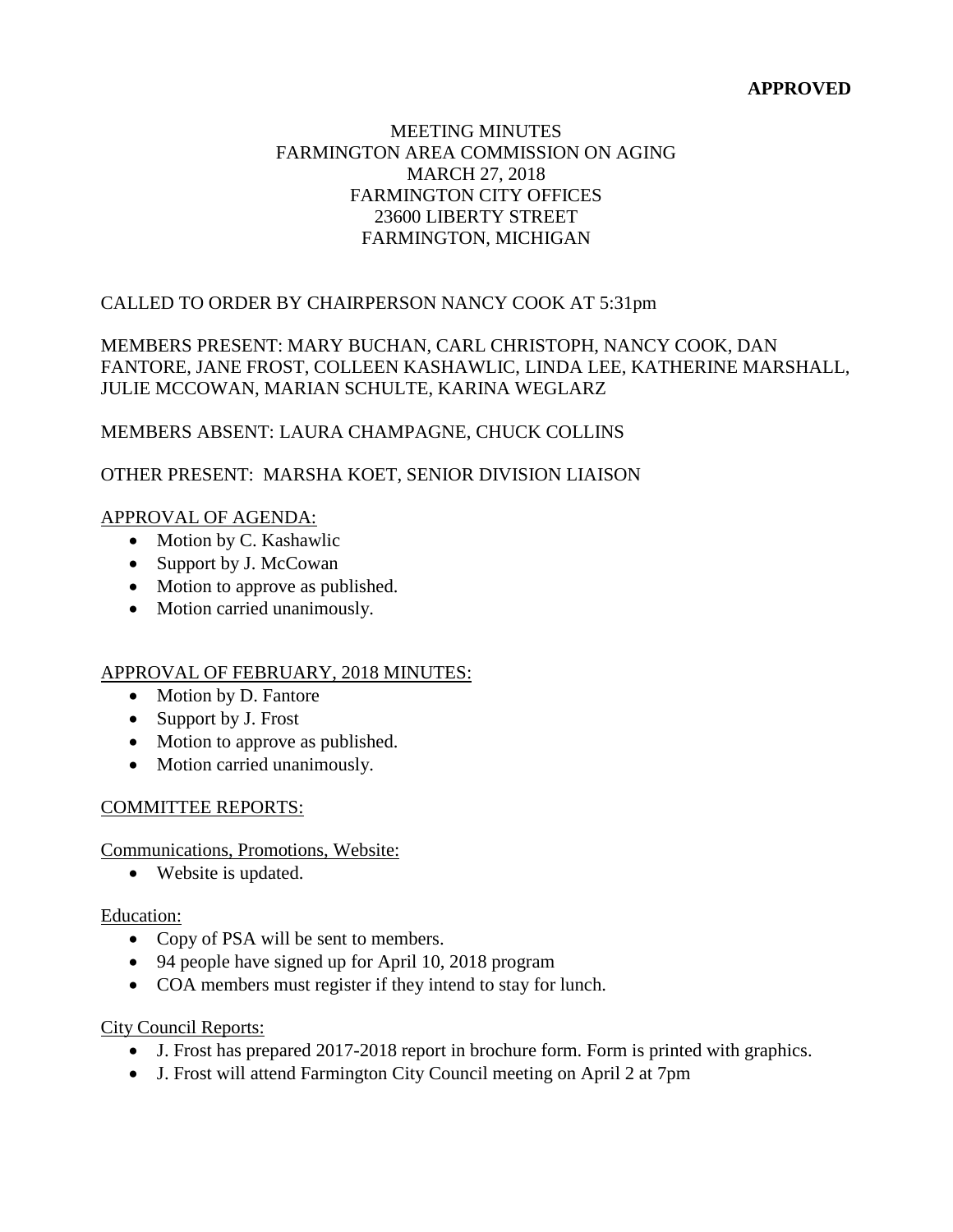**APPROVED**

MEETING MINUTES
FARMINGTON AREA COMMISSION ON AGING
MARCH 27, 2018
FARMINGTON CITY OFFICES
23600 LIBERTY STREET
FARMINGTON, MICHIGAN

CALLED TO ORDER BY CHAIRPERSON NANCY COOK AT 5:31pm

MEMBERS PRESENT: MARY BUCHAN, CARL CHRISTOPH, NANCY COOK, DAN FANTORE, JANE FROST, COLLEEN KASHAWLIC, LINDA LEE, KATHERINE MARSHALL, JULIE MCCOWAN, MARIAN SCHULTE, KARINA WEGLARZ

MEMBERS ABSENT: LAURA CHAMPAGNE, CHUCK COLLINS

OTHER PRESENT: MARSHA KOET, SENIOR DIVISION LIAISON

<u>APPROVAL OF AGENDA:</u>

- Motion by C. Kashawlic
- Support by J. McCowan
- Motion to approve as published.
- Motion carried unanimously.

<u>APPROVAL OF FEBRUARY, 2018 MINUTES:</u>

- Motion by D. Fantore
- Support by J. Frost
- Motion to approve as published.
- Motion carried unanimously.

<u>COMMITTEE REPORTS:</u>

<u>Communications, Promotions, Website:</u>

- Website is updated.

<u>Education:</u>

- Copy of PSA will be sent to members.
- 94 people have signed up for April 10, 2018 program
- COA members must register if they intend to stay for lunch.

<u>City Council Reports:</u>

- J. Frost has prepared 2017-2018 report in brochure form. Form is printed with graphics.
- J. Frost will attend Farmington City Council meeting on April 2 at 7pm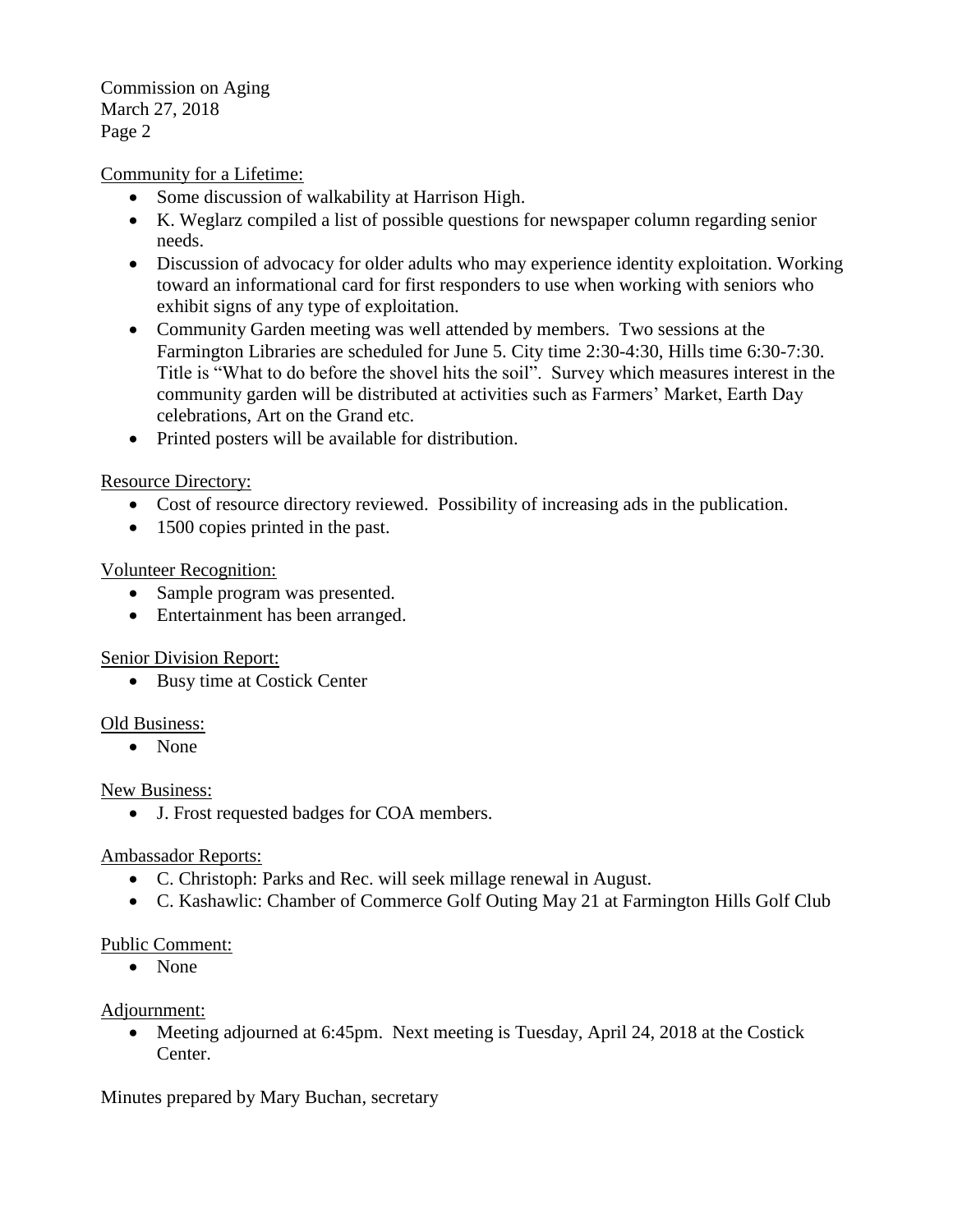Community for a Lifetime:

- Some discussion of walkability at Harrison High.
- K. Weglarz compiled a list of possible questions for newspaper column regarding senior needs.
- Discussion of advocacy for older adults who may experience identity exploitation. Working toward an informational card for first responders to use when working with seniors who exhibit signs of any type of exploitation.
- Community Garden meeting was well attended by members. Two sessions at the Farmington Libraries are scheduled for June 5. City time 2:30-4:30, Hills time 6:30-7:30. Title is "What to do before the shovel hits the soil". Survey which measures interest in the community garden will be distributed at activities such as Farmers' Market, Earth Day celebrations, Art on the Grand etc.
- Printed posters will be available for distribution.

Resource Directory:

- Cost of resource directory reviewed. Possibility of increasing ads in the publication.
- 1500 copies printed in the past.

Volunteer Recognition:

- Sample program was presented.
- Entertainment has been arranged.

Senior Division Report:

- Busy time at Costick Center

Old Business:

- None

New Business:

- J. Frost requested badges for COA members.

Ambassador Reports:

- C. Christoph: Parks and Rec. will seek millage renewal in August.
- C. Kashawlic: Chamber of Commerce Golf Outing May 21 at Farmington Hills Golf Club

Public Comment:

- None

Adjournment:

- Meeting adjourned at 6:45pm. Next meeting is Tuesday, April 24, 2018 at the Costick Center.

Minutes prepared by Mary Buchan, secretary